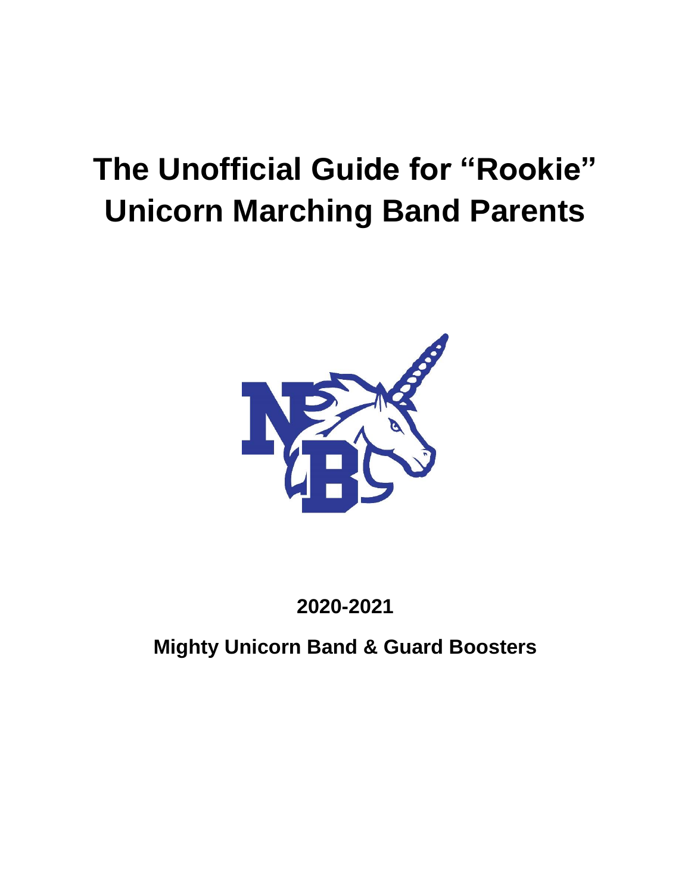# The Unofficial Guide for "Rookie" Unicorn Marching Band Parents

**2020-2021**

**Mighty Unicorn Band & Guard Boosters**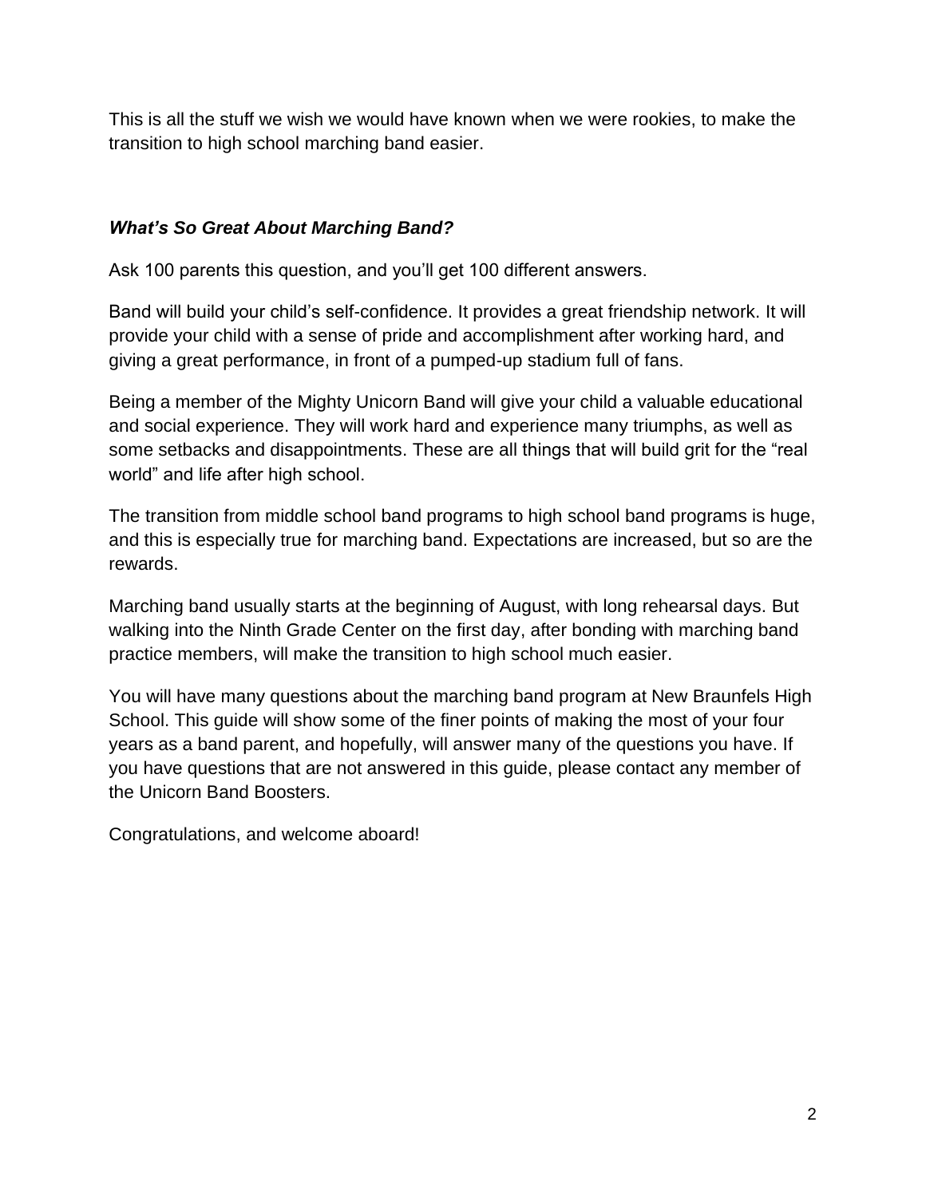This is all the stuff we wish we would have known when we were rookies, to make the transition to high school marching band easier.

### ***What's So Great About Marching Band?***

Ask 100 parents this question, and you'll get 100 different answers.

Band will build your child's self-confidence. It provides a great friendship network. It will provide your child with a sense of pride and accomplishment after working hard, and giving a great performance, in front of a pumped-up stadium full of fans.

Being a member of the Mighty Unicorn Band will give your child a valuable educational and social experience. They will work hard and experience many triumphs, as well as some setbacks and disappointments. These are all things that will build grit for the "real world" and life after high school.

The transition from middle school band programs to high school band programs is huge, and this is especially true for marching band. Expectations are increased, but so are the rewards.

Marching band usually starts at the beginning of August, with long rehearsal days. But walking into the Ninth Grade Center on the first day, after bonding with marching band practice members, will make the transition to high school much easier.

You will have many questions about the marching band program at New Braunfels High School. This guide will show some of the finer points of making the most of your four years as a band parent, and hopefully, will answer many of the questions you have. If you have questions that are not answered in this guide, please contact any member of the Unicorn Band Boosters.

Congratulations, and welcome aboard!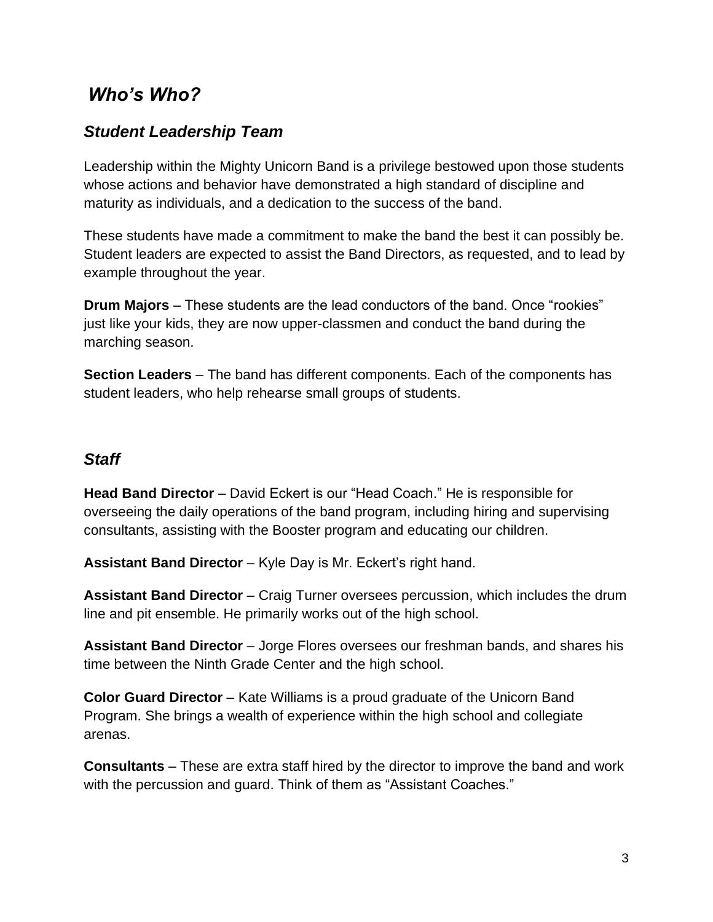# *Who's Who?*

## *Student Leadership Team*

Leadership within the Mighty Unicorn Band is a privilege bestowed upon those students whose actions and behavior have demonstrated a high standard of discipline and maturity as individuals, and a dedication to the success of the band.

These students have made a commitment to make the band the best it can possibly be. Student leaders are expected to assist the Band Directors, as requested, and to lead by example throughout the year.

**Drum Majors** – These students are the lead conductors of the band. Once "rookies" just like your kids, they are now upper-classmen and conduct the band during the marching season.

**Section Leaders** – The band has different components. Each of the components has student leaders, who help rehearse small groups of students.

## *Staff*

**Head Band Director** – David Eckert is our "Head Coach." He is responsible for overseeing the daily operations of the band program, including hiring and supervising consultants, assisting with the Booster program and educating our children.

**Assistant Band Director** – Kyle Day is Mr. Eckert's right hand.

**Assistant Band Director** – Craig Turner oversees percussion, which includes the drum line and pit ensemble. He primarily works out of the high school.

**Assistant Band Director** – Jorge Flores oversees our freshman bands, and shares his time between the Ninth Grade Center and the high school.

**Color Guard Director** – Kate Williams is a proud graduate of the Unicorn Band Program. She brings a wealth of experience within the high school and collegiate arenas.

**Consultants** – These are extra staff hired by the director to improve the band and work with the percussion and guard. Think of them as "Assistant Coaches."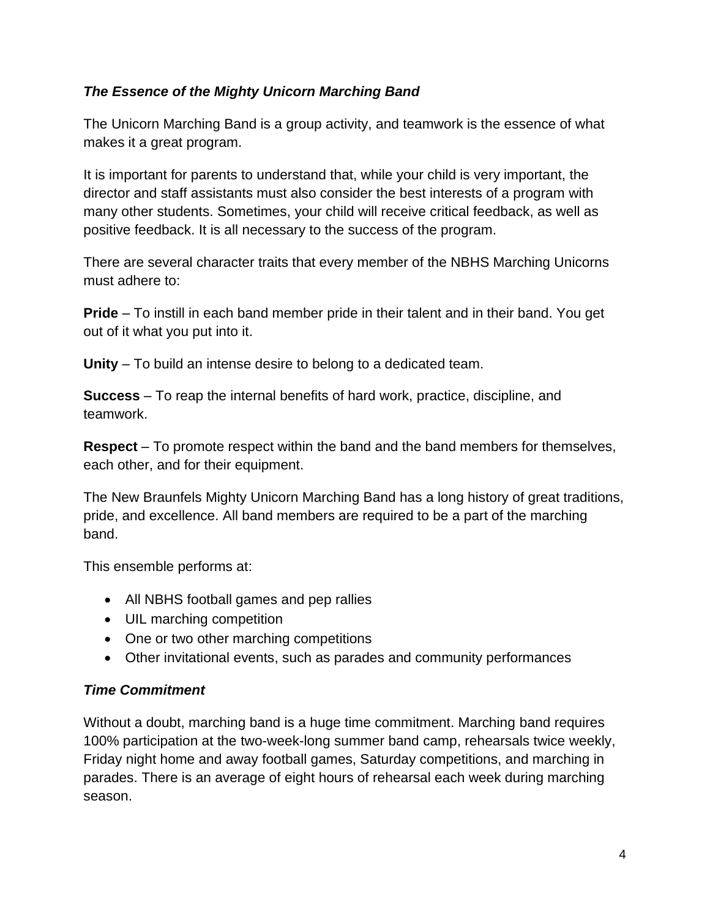### ***The Essence of the Mighty Unicorn Marching Band***

The Unicorn Marching Band is a group activity, and teamwork is the essence of what makes it a great program.

It is important for parents to understand that, while your child is very important, the director and staff assistants must also consider the best interests of a program with many other students. Sometimes, your child will receive critical feedback, as well as positive feedback. It is all necessary to the success of the program.

There are several character traits that every member of the NBHS Marching Unicorns must adhere to:

**Pride** – To instill in each band member pride in their talent and in their band. You get out of it what you put into it.

**Unity** – To build an intense desire to belong to a dedicated team.

**Success** – To reap the internal benefits of hard work, practice, discipline, and teamwork.

**Respect** – To promote respect within the band and the band members for themselves, each other, and for their equipment.

The New Braunfels Mighty Unicorn Marching Band has a long history of great traditions, pride, and excellence. All band members are required to be a part of the marching band.

This ensemble performs at:

- All NBHS football games and pep rallies
- UIL marching competition
- One or two other marching competitions
- Other invitational events, such as parades and community performances

### ***Time Commitment***

Without a doubt, marching band is a huge time commitment. Marching band requires 100% participation at the two-week-long summer band camp, rehearsals twice weekly, Friday night home and away football games, Saturday competitions, and marching in parades. There is an average of eight hours of rehearsal each week during marching season.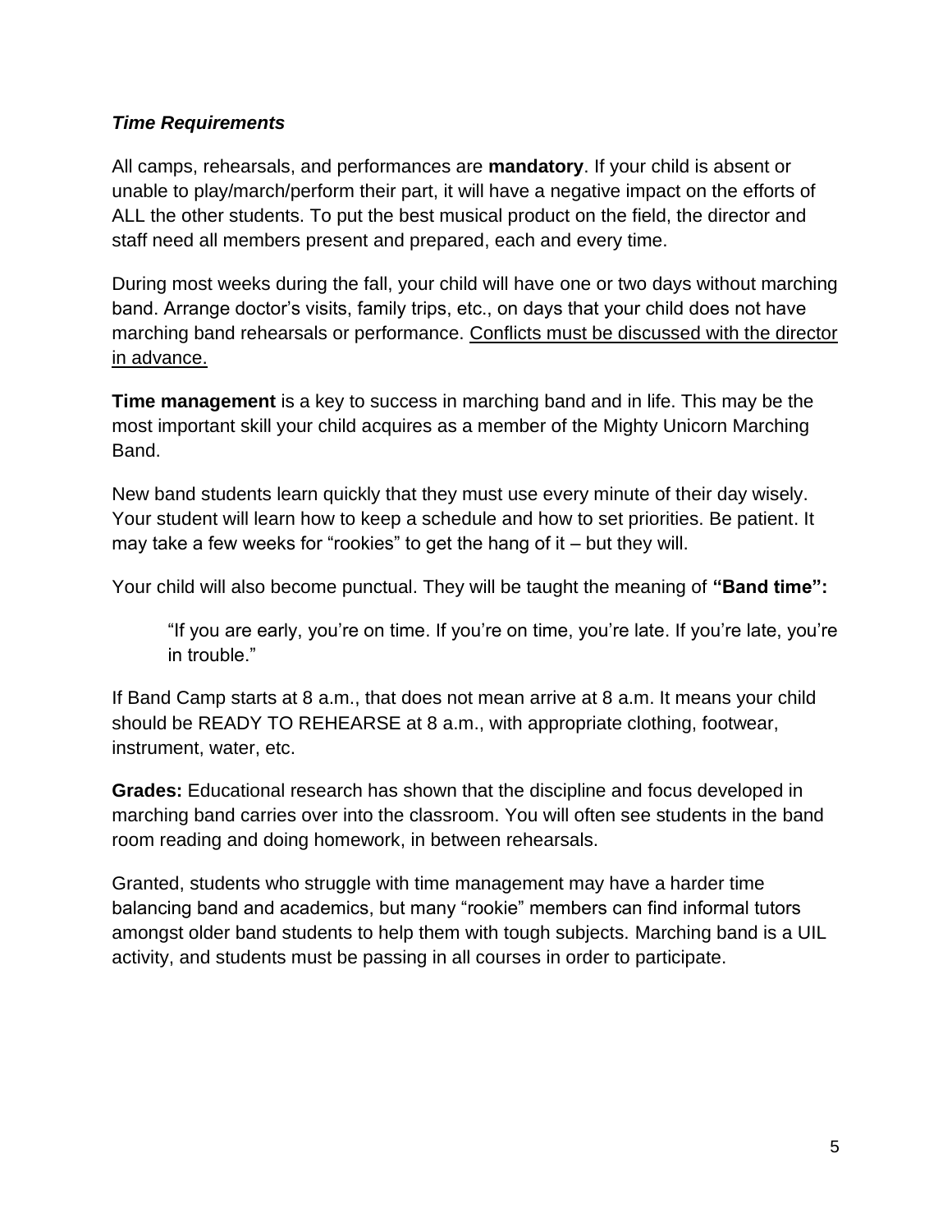### *Time Requirements*

All camps, rehearsals, and performances are **mandatory**. If your child is absent or unable to play/march/perform their part, it will have a negative impact on the efforts of ALL the other students. To put the best musical product on the field, the director and staff need all members present and prepared, each and every time.

During most weeks during the fall, your child will have one or two days without marching band. Arrange doctor's visits, family trips, etc., on days that your child does not have marching band rehearsals or performance. <u>Conflicts must be discussed with the director in advance.</u>

**Time management** is a key to success in marching band and in life. This may be the most important skill your child acquires as a member of the Mighty Unicorn Marching Band.

New band students learn quickly that they must use every minute of their day wisely. Your student will learn how to keep a schedule and how to set priorities. Be patient. It may take a few weeks for "rookies" to get the hang of it – but they will.

Your child will also become punctual. They will be taught the meaning of **"Band time":**

> "If you are early, you're on time. If you're on time, you're late. If you're late, you're in trouble."

If Band Camp starts at 8 a.m., that does not mean arrive at 8 a.m. It means your child should be READY TO REHEARSE at 8 a.m., with appropriate clothing, footwear, instrument, water, etc.

**Grades:** Educational research has shown that the discipline and focus developed in marching band carries over into the classroom. You will often see students in the band room reading and doing homework, in between rehearsals.

Granted, students who struggle with time management may have a harder time balancing band and academics, but many "rookie" members can find informal tutors amongst older band students to help them with tough subjects. Marching band is a UIL activity, and students must be passing in all courses in order to participate.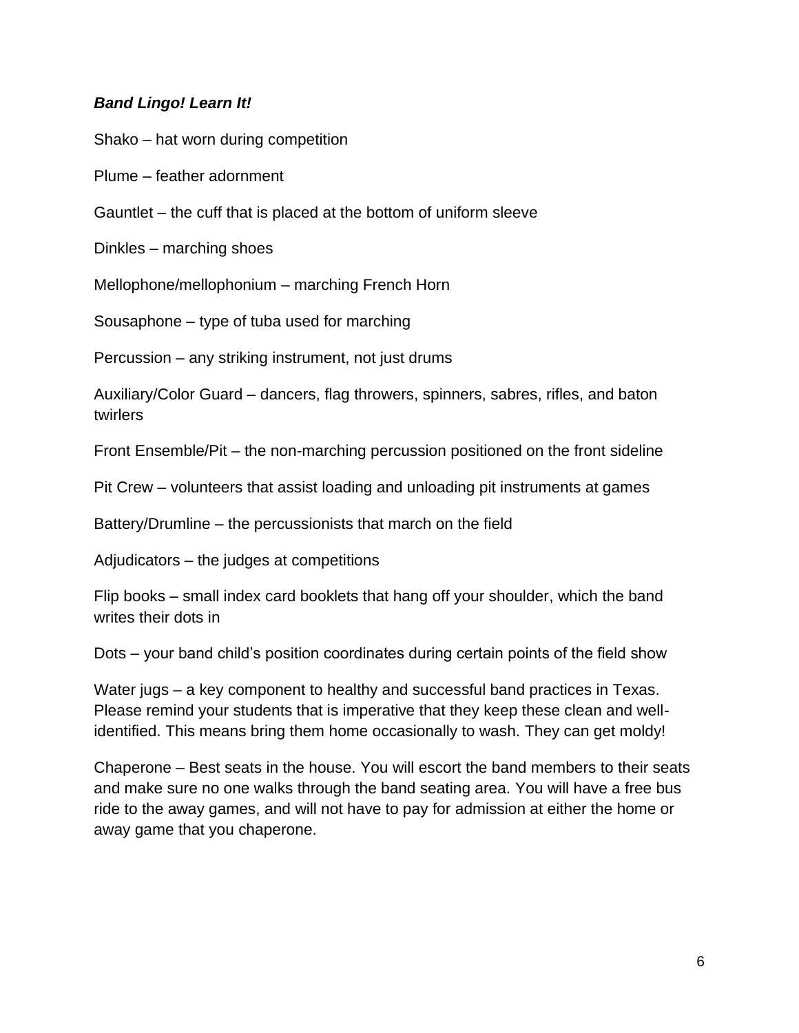***Band Lingo! Learn It!***

Shako – hat worn during competition

Plume – feather adornment

Gauntlet – the cuff that is placed at the bottom of uniform sleeve

Dinkles – marching shoes

Mellophone/mellophonium – marching French Horn

Sousaphone – type of tuba used for marching

Percussion – any striking instrument, not just drums

Auxiliary/Color Guard – dancers, flag throwers, spinners, sabres, rifles, and baton twirlers

Front Ensemble/Pit – the non-marching percussion positioned on the front sideline

Pit Crew – volunteers that assist loading and unloading pit instruments at games

Battery/Drumline – the percussionists that march on the field

Adjudicators – the judges at competitions

Flip books – small index card booklets that hang off your shoulder, which the band writes their dots in

Dots – your band child's position coordinates during certain points of the field show

Water jugs – a key component to healthy and successful band practices in Texas. Please remind your students that is imperative that they keep these clean and well-identified. This means bring them home occasionally to wash. They can get moldy!

Chaperone – Best seats in the house. You will escort the band members to their seats and make sure no one walks through the band seating area. You will have a free bus ride to the away games, and will not have to pay for admission at either the home or away game that you chaperone.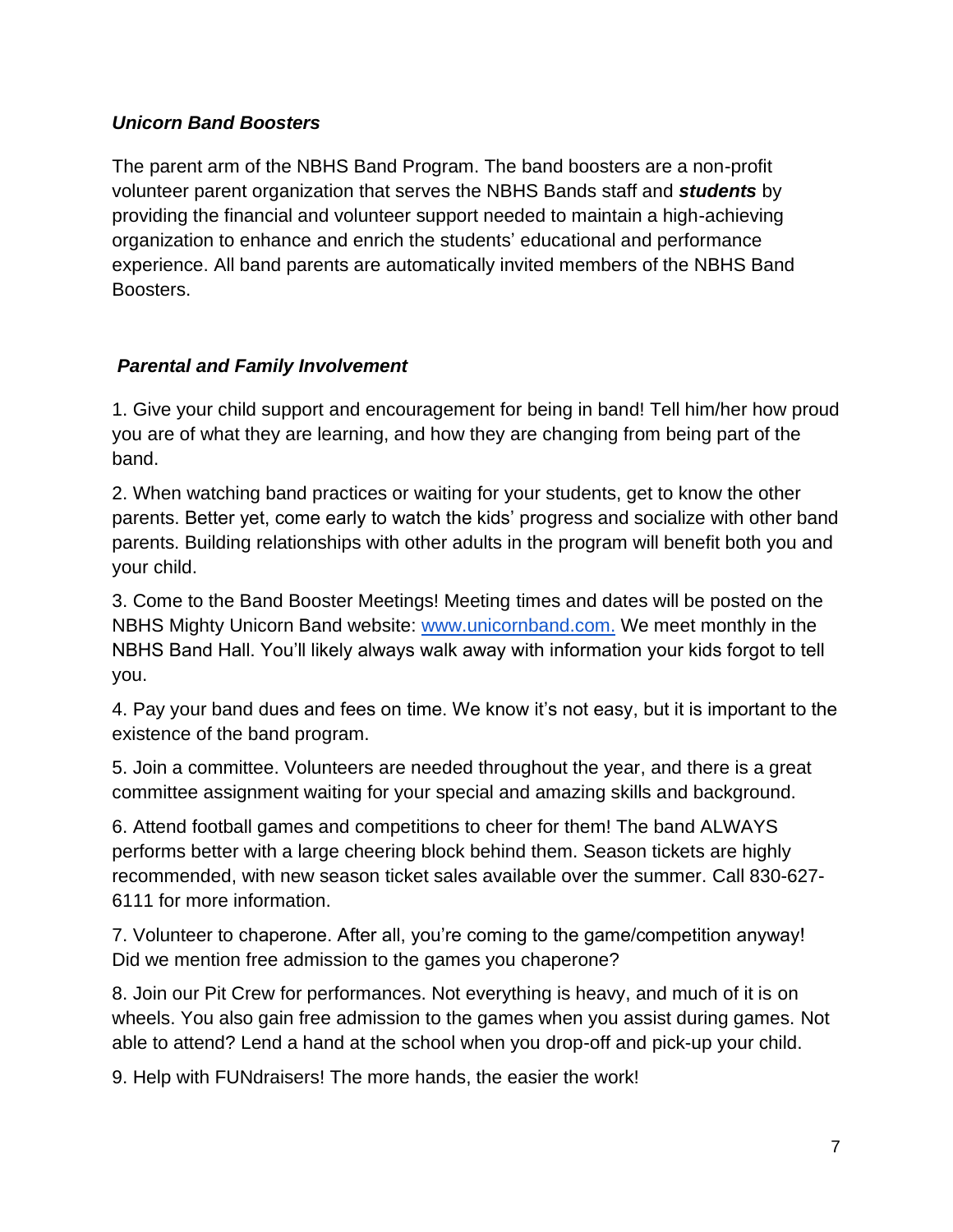***Unicorn Band Boosters***

The parent arm of the NBHS Band Program. The band boosters are a non-profit volunteer parent organization that serves the NBHS Bands staff and ***students*** by providing the financial and volunteer support needed to maintain a high-achieving organization to enhance and enrich the students' educational and performance experience. All band parents are automatically invited members of the NBHS Band Boosters.

***Parental and Family Involvement***

1. Give your child support and encouragement for being in band! Tell him/her how proud you are of what they are learning, and how they are changing from being part of the band.

2. When watching band practices or waiting for your students, get to know the other parents. Better yet, come early to watch the kids' progress and socialize with other band parents. Building relationships with other adults in the program will benefit both you and your child.

3. Come to the Band Booster Meetings! Meeting times and dates will be posted on the NBHS Mighty Unicorn Band website: [www.unicornband.com.](http://www.unicornband.com) We meet monthly in the NBHS Band Hall. You'll likely always walk away with information your kids forgot to tell you.

4. Pay your band dues and fees on time. We know it's not easy, but it is important to the existence of the band program.

5. Join a committee. Volunteers are needed throughout the year, and there is a great committee assignment waiting for your special and amazing skills and background.

6. Attend football games and competitions to cheer for them! The band ALWAYS performs better with a large cheering block behind them. Season tickets are highly recommended, with new season ticket sales available over the summer. Call 830-627-6111 for more information.

7. Volunteer to chaperone. After all, you're coming to the game/competition anyway! Did we mention free admission to the games you chaperone?

8. Join our Pit Crew for performances. Not everything is heavy, and much of it is on wheels. You also gain free admission to the games when you assist during games. Not able to attend? Lend a hand at the school when you drop-off and pick-up your child.

9. Help with FUNdraisers! The more hands, the easier the work!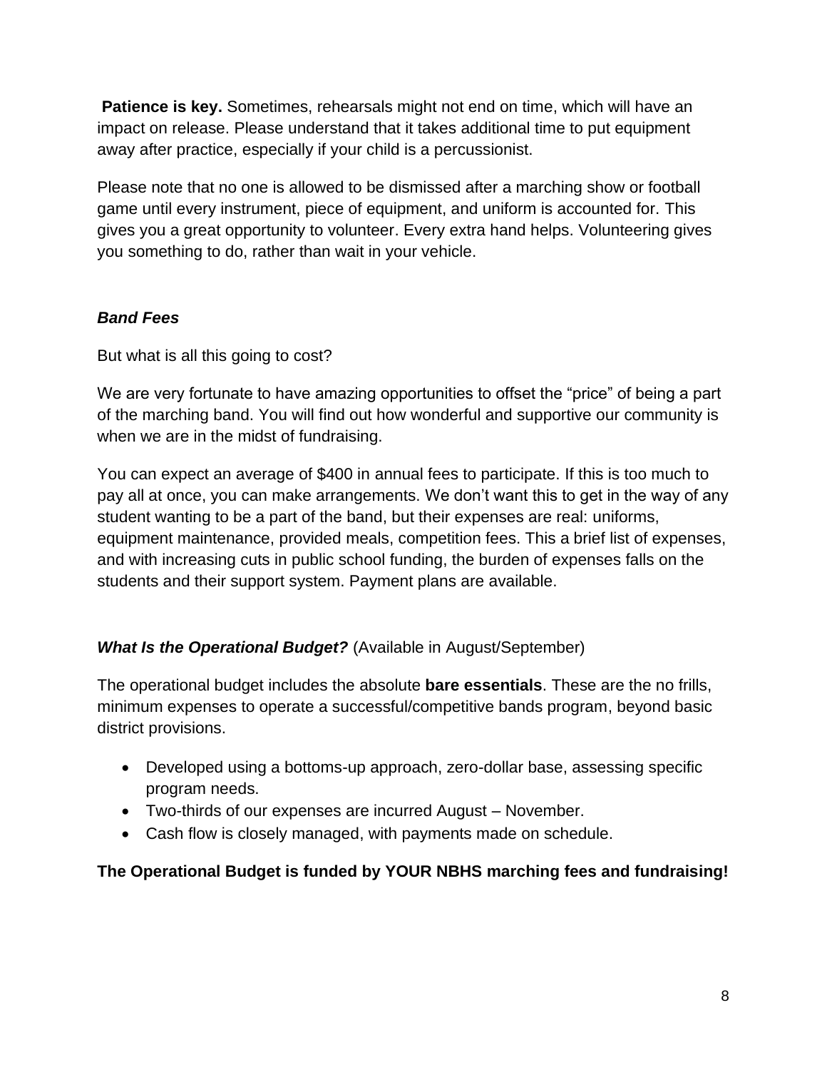**Patience is key.** Sometimes, rehearsals might not end on time, which will have an impact on release. Please understand that it takes additional time to put equipment away after practice, especially if your child is a percussionist.

Please note that no one is allowed to be dismissed after a marching show or football game until every instrument, piece of equipment, and uniform is accounted for. This gives you a great opportunity to volunteer. Every extra hand helps. Volunteering gives you something to do, rather than wait in your vehicle.

### ***Band Fees***

But what is all this going to cost?

We are very fortunate to have amazing opportunities to offset the "price" of being a part of the marching band. You will find out how wonderful and supportive our community is when we are in the midst of fundraising.

You can expect an average of $400 in annual fees to participate. If this is too much to pay all at once, you can make arrangements. We don't want this to get in the way of any student wanting to be a part of the band, but their expenses are real: uniforms, equipment maintenance, provided meals, competition fees. This a brief list of expenses, and with increasing cuts in public school funding, the burden of expenses falls on the students and their support system. Payment plans are available.

### ***What Is the Operational Budget?*** (Available in August/September)

The operational budget includes the absolute **bare essentials**. These are the no frills, minimum expenses to operate a successful/competitive bands program, beyond basic district provisions.

- Developed using a bottoms-up approach, zero-dollar base, assessing specific program needs.
- Two-thirds of our expenses are incurred August – November.
- Cash flow is closely managed, with payments made on schedule.

**The Operational Budget is funded by YOUR NBHS marching fees and fundraising!**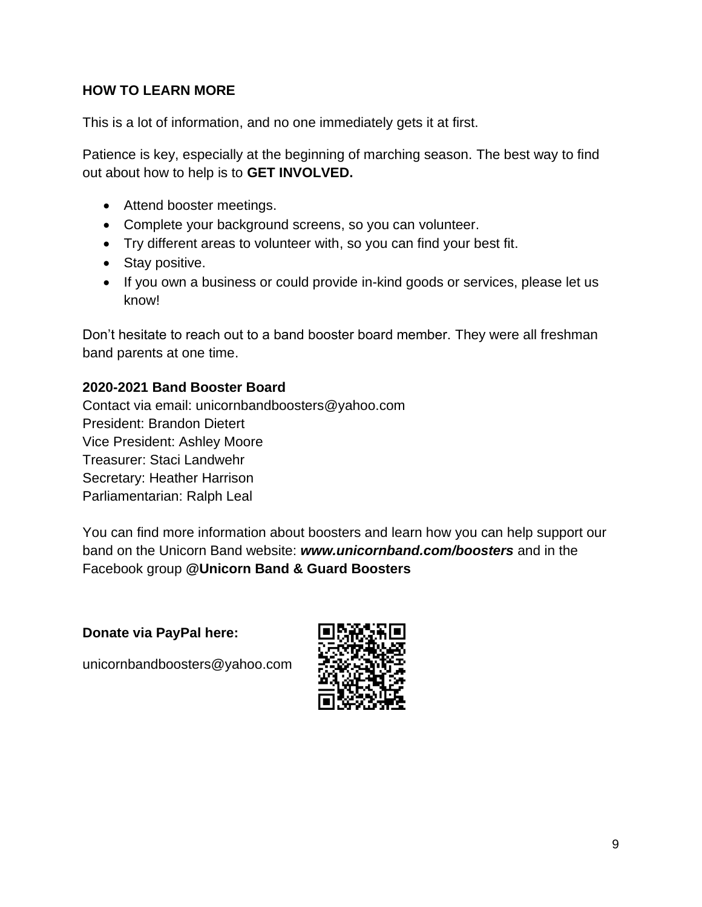**HOW TO LEARN MORE**

This is a lot of information, and no one immediately gets it at first.

Patience is key, especially at the beginning of marching season. The best way to find out about how to help is to **GET INVOLVED.**

- Attend booster meetings.
- Complete your background screens, so you can volunteer.
- Try different areas to volunteer with, so you can find your best fit.
- Stay positive.
- If you own a business or could provide in-kind goods or services, please let us know!

Don't hesitate to reach out to a band booster board member. They were all freshman band parents at one time.

**2020-2021 Band Booster Board**
Contact via email: unicornbandboosters@yahoo.com
President: Brandon Dietert
Vice President: Ashley Moore
Treasurer: Staci Landwehr
Secretary: Heather Harrison
Parliamentarian: Ralph Leal

You can find more information about boosters and learn how you can help support our band on the Unicorn Band website: ***www.unicornband.com/boosters*** and in the Facebook group @**Unicorn Band & Guard Boosters**

**Donate via PayPal here:**

unicornbandboosters@yahoo.com